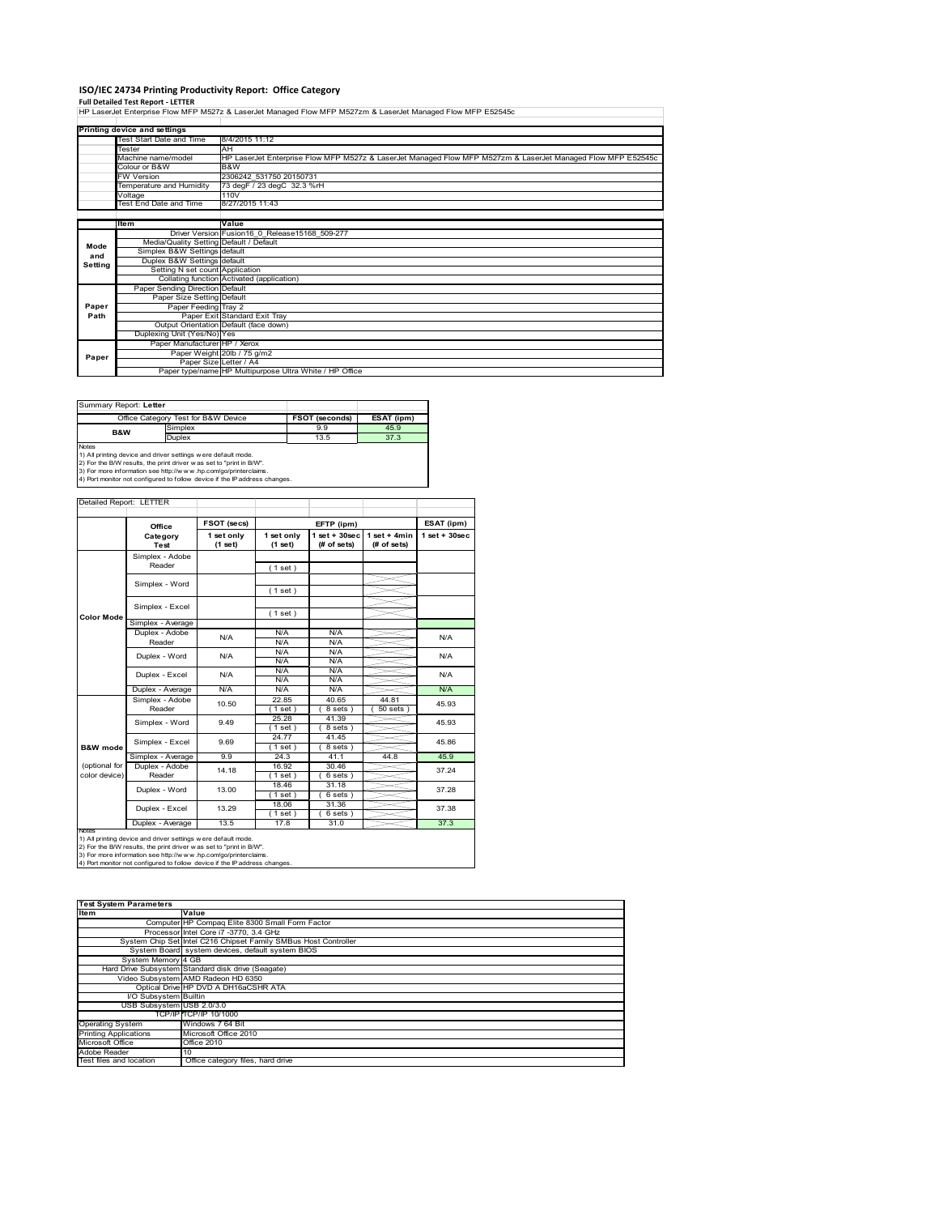# ISO/IEC 24734 Printing Productivity Report: Office Category

**Full Detailed Test Report - LETTER**

HP LaserJet Enterprise Flow MFP M527z & LaserJet Managed Flow MFP M527zm & LaserJet Managed Flow MFP E52545c

| Printing device and settings | |
|---|---|
| Test Start Date and Time | 8/4/2015 11:12 |
| Tester | AH |
| Machine name/model | HP LaserJet Enterprise Flow MFP M527z & LaserJet Managed Flow MFP M527zm & LaserJet Managed Flow MFP E52545c |
| Colour or B&W | B&W |
| FW Version | 2306242_531750 20150731 |
| Temperature and Humidity | 73 degF / 23 degC 32.3 %rH |
| Voltage | 110V |
| Test End Date and Time | 8/27/2015 11:43 |

| | Item | Value |
|---|---|---|
| Mode and Setting | Driver Version | Fusion16_0_Release15168_509-277 |
| | Media/Quality Setting | Default / Default |
| | Simplex B&W Settings | default |
| | Duplex B&W Settings | default |
| | Setting N set count | Application |
| | Collating function | Activated (application) |
| Paper Path | Paper Sending Direction | Default |
| | Paper Size Setting | Default |
| | Paper Feeding | Tray 2 |
| | Paper Exit | Standard Exit Tray |
| | Output Orientation | Default (face down) |
| | Duplexing Unit (Yes/No) | Yes |
| Paper | Paper Manufacturer | HP / Xerox |
| | Paper Weight | 20lb / 75 g/m2 |
| | Paper Size | Letter / A4 |
| | Paper type/name | HP Multipurpose Ultra White / HP Office |

Summary Report: **Letter**

| Office Category Test for B&W Device | | FSOT (seconds) | ESAT (ipm) |
|---|---|---|---|
| B&W | Simplex | 9.9 | 45.9 |
| | Duplex | 13.5 | 37.3 |

Notes
1) All printing device and driver settings were default mode.
2) For the B/W results, the print driver was set to "print in B/W".
3) For more information see http://www.hp.com/go/printerclaims.
4) Port monitor not configured to follow device if the IP address changes.

Detailed Report: LETTER

| | Office Category Test | FSOT (secs) 1 set only (1 set) | EFTP (ipm) 1 set only (1 set) | EFTP (ipm) 1 set + 30sec (# of sets) | EFTP (ipm) 1 set + 4min (# of sets) | ESAT (ipm) 1 set + 30sec |
|---|---|---|---|---|---|---|
| Color Mode | Simplex - Adobe Reader | | (1 set) | | | |
| | Simplex - Word | | (1 set) | | | |
| | Simplex - Excel | | (1 set) | | | |
| | Simplex - Average | | | | | |
| | Duplex - Adobe Reader | N/A | N/A<br>N/A | N/A<br>N/A | | N/A |
| | Duplex - Word | N/A | N/A<br>N/A | N/A<br>N/A | | N/A |
| | Duplex - Excel | N/A | N/A<br>N/A | N/A<br>N/A | | N/A |
| | Duplex - Average | N/A | N/A | N/A | | N/A |
| B&W mode (optional for color device) | Simplex - Adobe Reader | 10.50 | 22.85<br>(1 set) | 40.65<br>(8 sets) | 44.81<br>(50 sets) | 45.93 |
| | Simplex - Word | 9.49 | 25.28<br>(1 set) | 41.39<br>(8 sets) | | 45.93 |
| | Simplex - Excel | 9.69 | 24.77<br>(1 set) | 41.45<br>(8 sets) | | 45.86 |
| | Simplex - Average | 9.9 | 24.3 | 41.1 | 44.8 | 45.9 |
| | Duplex - Adobe Reader | 14.18 | 16.92<br>(1 set) | 30.46<br>(6 sets) | | 37.24 |
| | Duplex - Word | 13.00 | 18.46<br>(1 set) | 31.18<br>(6 sets) | | 37.28 |
| | Duplex - Excel | 13.29 | 18.06<br>(1 set) | 31.36<br>(6 sets) | | 37.38 |
| | Duplex - Average | 13.5 | 17.8 | 31.0 | | 37.3 |

Notes
1) All printing device and driver settings were default mode.
2) For the B/W results, the print driver was set to "print in B/W".
3) For more information see http://www.hp.com/go/printerclaims.
4) Port monitor not configured to follow device if the IP address changes.

| Test System Parameters | |
|---|---|
| **Item** | **Value** |
| Computer | HP Compaq Elite 8300 Small Form Factor |
| Processor | Intel Core i7 -3770, 3.4 GHz |
| System Chip Set | Intel C216 Chipset Family SMBus Host Controller |
| System Board | system devices, default system BIOS |
| System Memory | 4 GB |
| Hard Drive Subsystem | Standard disk drive (Seagate) |
| Video Subsystem | AMD Radeon HD 6350 |
| Optical Drive | HP DVD A DH16aCSHR ATA |
| I/O Subsystem | Builtin |
| USB Subsystem | USB 2.0/3.0 |
| TCP/IP | TCP/IP 10/1000 |
| Operating System | Windows 7 64 Bit |
| Printing Applications | Microsoft Office 2010 |
| Microsoft Office | Office 2010 |
| Adobe Reader | 10 |
| Test files and location | Office category files, hard drive |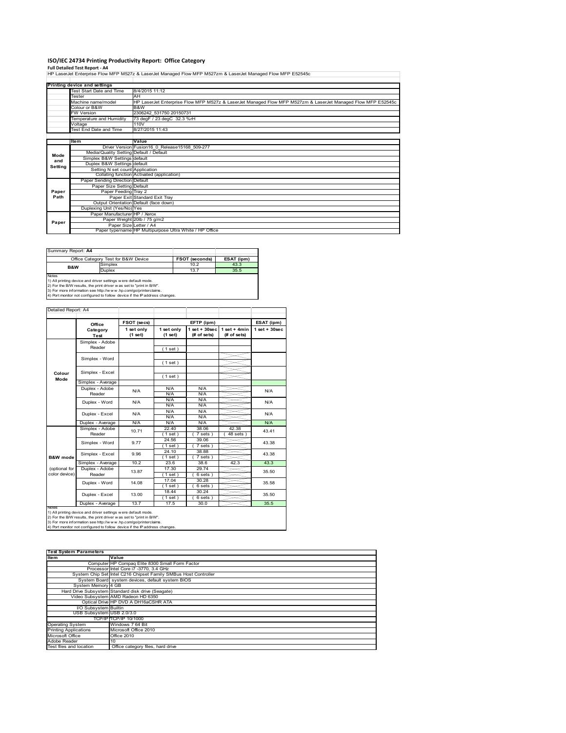# ISO/IEC 24734 Printing Productivity Report: Office Category

**Full Detailed Test Report - A4**

HP LaserJet Enterprise Flow MFP M527z & LaserJet Managed Flow MFP M527zm & LaserJet Managed Flow MFP E52545c

| Printing device and settings | |
|---|---|
| Test Start Date and Time | 8/4/2015 11:12 |
| Tester | AH |
| Machine name/model | HP LaserJet Enterprise Flow MFP M527z & LaserJet Managed Flow MFP M527zm & LaserJet Managed Flow MFP E52545c |
| Colour or B&W | B&W |
| FW Version | 2306242_531750 20150731 |
| Temperature and Humidity | 73 degF / 23 degC 32.3 %rH |
| Voltage | 110V |
| Test End Date and Time | 8/27/2015 11:43 |

| | Item | Value |
|---|---|---|
| Mode and Setting | Driver Version | Fusion16_0_Release15168_509-277 |
| | Media/Quality Setting | Default / Default |
| | Simplex B&W Settings | default |
| | Duplex B&W Settings | default |
| | Setting N set count | Application |
| | Collating function | Activated (application) |
| Paper Path | Paper Sending Direction | Default |
| | Paper Size Setting | Default |
| | Paper Feeding | Tray 2 |
| | Paper Exit | Standard Exit Tray |
| | Output Orientation | Default (face down) |
| | Duplexing Unit (Yes/No) | Yes |
| Paper | Paper Manufacturer | HP / Xerox |
| | Paper Weight | 20lb / 75 g/m2 |
| | Paper Size | Letter / A4 |
| | Paper type/name | HP Multipurpose Ultra White / HP Office |

| Summary Report: **A4** | | | |
|---|---|---|---|
| Office Category Test for B&W Device | | FSOT (seconds) | ESAT (ipm) |
| B&W | Simplex | 10.2 | 43.3 |
| | Duplex | 13.7 | 35.5 |

Notes
1) All printing device and driver settings were default mode.
2) For the B/W results, the print driver was set to "print in B/W".
3) For more information see http://www.hp.com/go/printerclaims.
4) Port monitor not configured to follow device if the IP address changes.

Detailed Report: A4

| | Office Category Test | FSOT (secs) 1 set only (1 set) | EFTP (ipm) 1 set only (1 set) | EFTP (ipm) 1 set + 30sec (# of sets) | EFTP (ipm) 1 set + 4min (# of sets) | ESAT (ipm) 1 set + 30sec |
|---|---|---|---|---|---|---|
| Colour Mode | Simplex - Adobe Reader | | (1 set) | | | |
| | Simplex - Word | | (1 set) | | | |
| | Simplex - Excel | | (1 set) | | | |
| | Simplex - Average | | | | | |
| | Duplex - Adobe Reader | N/A | N/A N/A | N/A N/A | | N/A |
| | Duplex - Word | N/A | N/A N/A | N/A N/A | | N/A |
| | Duplex - Excel | N/A | N/A N/A | N/A N/A | | N/A |
| | Duplex - Average | N/A | N/A | N/A | | N/A |
| B&W mode (optional for color device) | Simplex - Adobe Reader | 10.71 | 22.40 (1 set) | 38.06 (7 sets) | 42.38 (48 sets) | 43.41 |
| | Simplex - Word | 9.77 | 24.56 (1 set) | 39.06 (7 sets) | | 43.38 |
| | Simplex - Excel | 9.96 | 24.10 (1 set) | 38.88 (7 sets) | | 43.38 |
| | Simplex - Average | 10.2 | 23.6 | 38.6 | 42.3 | 43.3 |
| | Duplex - Adobe Reader | 13.87 | 17.30 (1 set) | 29.74 (6 sets) | | 35.50 |
| | Duplex - Word | 14.08 | 17.04 (1 set) | 30.28 (6 sets) | | 35.58 |
| | Duplex - Excel | 13.00 | 18.44 (1 set) | 30.24 (6 sets) | | 35.50 |
| | Duplex - Average | 13.7 | 17.5 | 30.0 | | 35.5 |

Notes
1) All printing device and driver settings were default mode.
2) For the B/W results, the print driver was set to "print in B/W".
3) For more information see http://www.hp.com/go/printerclaims.
4) Port monitor not configured to follow device if the IP address changes.

| Test System Parameters | |
|---|---|
| Item | Value |
| Computer | HP Compaq Elite 8300 Small Form Factor |
| Processor | Intel Core i7 -3770, 3.4 GHz |
| System Chip Set | Intel C216 Chipset Family SMBus Host Controller |
| System Board | system devices, default system BIOS |
| System Memory | 4 GB |
| Hard Drive Subsystem | Standard disk drive (Seagate) |
| Video Subsystem | AMD Radeon HD 6350 |
| Optical Drive | HP DVD A DH16aCSHR ATA |
| I/O Subsystem | Builtin |
| USB Subsystem | USB 2.0/3.0 |
| TCP/IP | TCP/IP 10/1000 |
| Operating System | Windows 7 64 Bit |
| Printing Applications | Microsoft Office 2010 |
| Microsoft Office | Office 2010 |
| Adobe Reader | 10 |
| Test files and location | Office category files, hard drive |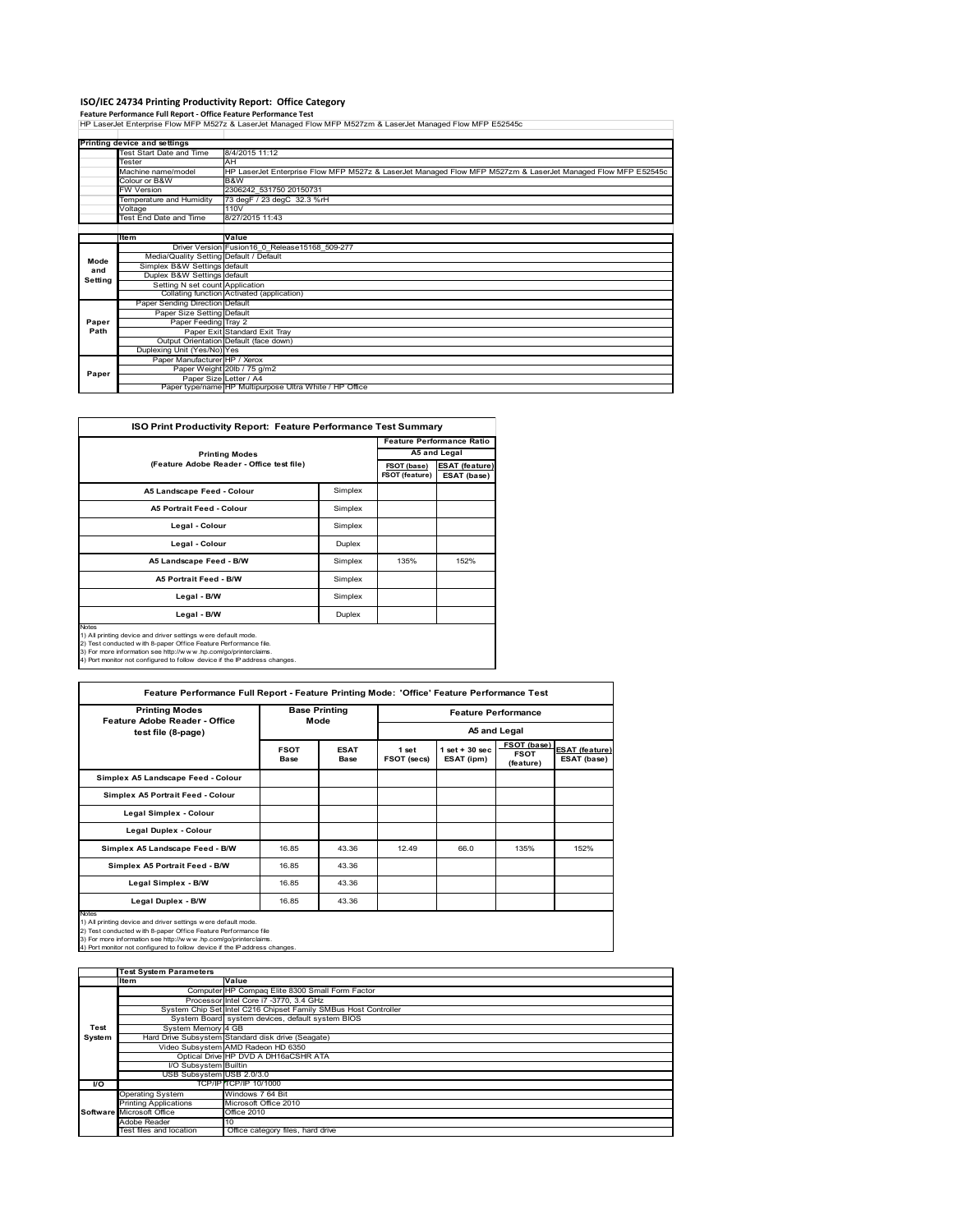# ISO/IEC 24734 Printing Productivity Report: Office Category

**Feature Performance Full Report - Office Feature Performance Test**

HP LaserJet Enterprise Flow MFP M527z & LaserJet Managed Flow MFP M527zm & LaserJet Managed Flow MFP E52545c

| Printing device and settings | |
|---|---|
| Test Start Date and Time | 8/4/2015 11:12 |
| Tester | AH |
| Machine name/model | HP LaserJet Enterprise Flow MFP M527z & LaserJet Managed Flow MFP M527zm & LaserJet Managed Flow MFP E52545c |
| Colour or B&W | B&W |
| FW Version | 2306242_531750 20150731 |
| Temperature and Humidity | 73 degF / 23 degC 32.3 %rH |
| Voltage | 110V |
| Test End Date and Time | 8/27/2015 11:43 |

| | Item | Value |
|---|---|---|
| Mode and Setting | Driver Version | Fusion16_0_Release15168_509-277 |
| | Media/Quality Setting | Default / Default |
| | Simplex B&W Settings | default |
| | Duplex B&W Settings | default |
| | Setting N set count | Application |
| | Collating function | Activated (application) |
| Paper Path | Paper Sending Direction | Default |
| | Paper Size Setting | Default |
| | Paper Feeding | Tray 2 |
| | Paper Exit | Standard Exit Tray |
| | Output Orientation | Default (face down) |
| | Duplexing Unit (Yes/No) | Yes |
| Paper | Paper Manufacturer | HP / Xerox |
| | Paper Weight | 20lb / 75 g/m2 |
| | Paper Size | Letter / A4 |
| | Paper type/name | HP Multipurpose Ultra White / HP Office |

## ISO Print Productivity Report: Feature Performance Test Summary

| Printing Modes (Feature Adobe Reader - Office test file) | | Feature Performance Ratio A5 and Legal | |
|---|---|---|---|
| | | FSOT (base) / FSOT (feature) | ESAT (feature) / ESAT (base) |
| A5 Landscape Feed - Colour | Simplex | | |
| A5 Portrait Feed - Colour | Simplex | | |
| Legal - Colour | Simplex | | |
| Legal - Colour | Duplex | | |
| A5 Landscape Feed - B/W | Simplex | 135% | 152% |
| A5 Portrait Feed - B/W | Simplex | | |
| Legal - B/W | Simplex | | |
| Legal - B/W | Duplex | | |

Notes
1) All printing device and driver settings were default mode.
2) Test conducted with 8-paper Office Feature Performance file.
3) For more information see http://www.hp.com/go/printerclaims.
4) Port monitor not configured to follow device if the IP address changes.

## Feature Performance Full Report - Feature Printing Mode: 'Office' Feature Performance Test

| Printing Modes Feature Adobe Reader - Office test file (8-page) | Base Printing Mode | | Feature Performance A5 and Legal | | | |
|---|---|---|---|---|---|---|
| | FSOT Base | ESAT Base | 1 set FSOT (secs) | 1 set + 30 sec ESAT (ipm) | FSOT (base) / FSOT (feature) | ESAT (feature) / ESAT (base) |
| Simplex A5 Landscape Feed - Colour | | | | | | |
| Simplex A5 Portrait Feed - Colour | | | | | | |
| Legal Simplex - Colour | | | | | | |
| Legal Duplex - Colour | | | | | | |
| Simplex A5 Landscape Feed - B/W | 16.85 | 43.36 | 12.49 | 66.0 | 135% | 152% |
| Simplex A5 Portrait Feed - B/W | 16.85 | 43.36 | | | | |
| Legal Simplex - B/W | 16.85 | 43.36 | | | | |
| Legal Duplex - B/W | 16.85 | 43.36 | | | | |

Notes
1) All printing device and driver settings were default mode.
2) Test conducted with 8-paper Office Feature Performance file
3) For more information see http://www.hp.com/go/printerclaims.
4) Port monitor not configured to follow device if the IP address changes.

| | Test System Parameters | |
|---|---|---|
| | Item | Value |
| Test System | Computer | HP Compaq Elite 8300 Small Form Factor |
| | Processor | Intel Core i7 -3770, 3.4 GHz |
| | System Chip Set | Intel C216 Chipset Family SMBus Host Controller |
| | System Board | system devices, default system BIOS |
| | System Memory | 4 GB |
| | Hard Drive Subsystem | Standard disk drive (Seagate) |
| | Video Subsystem | AMD Radeon HD 6350 |
| | Optical Drive | HP DVD A DH16aCSHR ATA |
| | I/O Subsystem | Builtin |
| | USB Subsystem | USB 2.0/3.0 |
| I/O | TCP/IP | TCP/IP 10/1000 |
| Software | Operating System | Windows 7 64 Bit |
| | Printing Applications | Microsoft Office 2010 |
| | Microsoft Office | Office 2010 |
| | Adobe Reader | 10 |
| | Test files and location | Office category files, hard drive |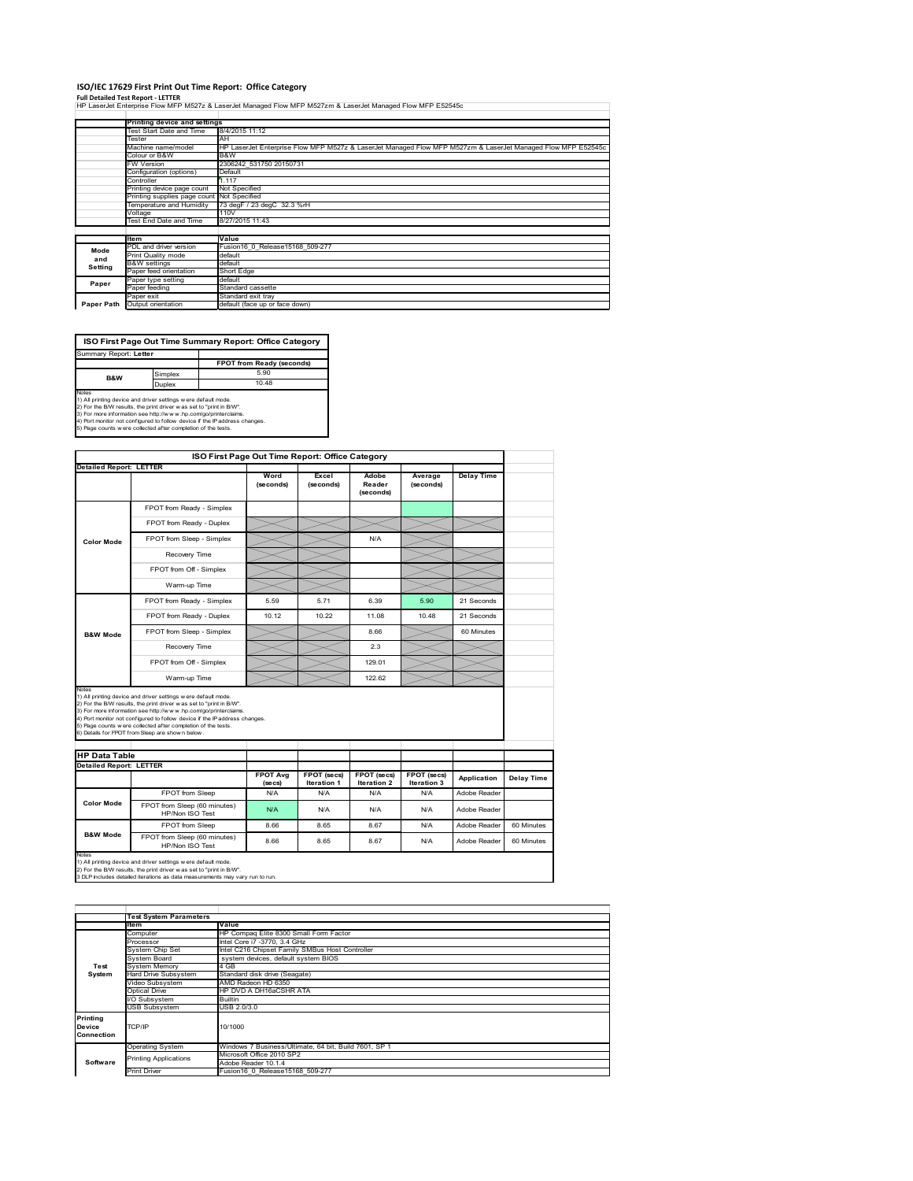# ISO/IEC 17629 First Print Out Time Report: Office Category

**Full Detailed Test Report - LETTER**

HP LaserJet Enterprise Flow MFP M527z & LaserJet Managed Flow MFP M527zm & LaserJet Managed Flow MFP E52545c

| | Printing device and settings | |
|---|---|---|
| | Test Start Date and Time | 8/4/2015 11:12 |
| | Tester | AH |
| | Machine name/model | HP LaserJet Enterprise Flow MFP M527z & LaserJet Managed Flow MFP M527zm & LaserJet Managed Flow MFP E52545c |
| | Colour or B&W | B&W |
| | FW Version | 2306242_531750 20150731 |
| | Configuration (options) | Default |
| | Controller | 1.117 |
| | Printing device page count | Not Specified |
| | Printing supplies page count | Not Specified |
| | Temperature and Humidity | 73 degF / 23 degC 32.3 %rH |
| | Voltage | 110V |
| | Test End Date and Time | 8/27/2015 11:43 |

| | Item | Value |
|---|---|---|
| Mode and Setting | PDL and driver version | Fusion16_0_Release15168_509-277 |
| | Print Quality mode | default |
| | B&W settings | default |
| | Paper feed orientation | Short Edge |
| Paper | Paper type setting | default |
| | Paper feeding | Standard cassette |
| | Paper exit | Standard exit tray |
| Paper Path | Output orientation | default (face up or face down) |

**ISO First Page Out Time Summary Report: Office Category**

Summary Report: **Letter**

| | | FPOT from Ready (seconds) |
|---|---|---|
| B&W | Simplex | 5.90 |
| | Duplex | 10.48 |

Notes
1) All printing device and driver settings were default mode.
2) For the B/W results, the print driver was set to "print in B/W".
3) For more information see http://www.hp.com/go/printerclaims.
4) Port monitor not configured to follow device if the IP address changes.
5) Page counts were collected after completion of the tests.

**ISO First Page Out Time Report: Office Category**

Detailed Report: **LETTER**

| | | Word (seconds) | Excel (seconds) | Adobe Reader (seconds) | Average (seconds) | Delay Time |
|---|---|---|---|---|---|---|
| Color Mode | FPOT from Ready - Simplex | | | | | |
| | FPOT from Ready - Duplex | | | | | |
| | FPOT from Sleep - Simplex | | | N/A | | |
| | Recovery Time | | | | | |
| | FPOT from Off - Simplex | | | | | |
| | Warm-up Time | | | | | |
| B&W Mode | FPOT from Ready - Simplex | 5.59 | 5.71 | 6.39 | 5.90 | 21 Seconds |
| | FPOT from Ready - Duplex | 10.12 | 10.22 | 11.08 | 10.48 | 21 Seconds |
| | FPOT from Sleep - Simplex | | | 8.66 | | 60 Minutes |
| | Recovery Time | | | 2.3 | | |
| | FPOT from Off - Simplex | | | 129.01 | | |
| | Warm-up Time | | | 122.62 | | |

Notes
1) All printing device and driver settings were default mode.
2) For the B/W results, the print driver was set to "print in B/W".
3) For more information see http://www.hp.com/go/printerclaims.
4) Port monitor not configured to follow device if the IP address changes.
5) Page counts were collected after completion of the tests.
6) Details for FPOT from Sleep are shown below.

**HP Data Table**

Detailed Report: **LETTER**

| | | FPOT Avg (secs) | FPOT (secs) Iteration 1 | FPOT (secs) Iteration 2 | FPOT (secs) Iteration 3 | Application | Delay Time |
|---|---|---|---|---|---|---|---|
| Color Mode | FPOT from Sleep | N/A | N/A | N/A | N/A | Adobe Reader | |
| | FPOT from Sleep (60 minutes) HP/Non ISO Test | N/A | N/A | N/A | N/A | Adobe Reader | |
| B&W Mode | FPOT from Sleep | 8.66 | 8.65 | 8.67 | N/A | Adobe Reader | 60 Minutes |
| | FPOT from Sleep (60 minutes) HP/Non ISO Test | 8.66 | 8.65 | 8.67 | N/A | Adobe Reader | 60 Minutes |

Notes
1) All printing device and driver settings were default mode.
2) For the B/W results, the print driver was set to "print in B/W".
3 DLP includes detailed iterations as data measurements may vary run to run.

| | Test System Parameters | |
|---|---|---|
| | Item | Value |
| Test System | Computer | HP Compaq Elite 8300 Small Form Factor |
| | Processor | Intel Core i7 -3770, 3.4 GHz |
| | System Chip Set | Intel C216 Chipset Family SMBus Host Controller |
| | System Board | system devices, default system BIOS |
| | System Memory | 4 GB |
| | Hard Drive Subsystem | Standard disk drive (Seagate) |
| | Video Subsystem | AMD Radeon HD 6350 |
| | Optical Drive | HP DVD A DH16aCSHR ATA |
| | I/O Subsystem | Builtin |
| | USB Subsystem | USB 2.0/3.0 |
| Printing Device Connection | TCP/IP | 10/1000 |
| Software | Operating System | Windows 7 Business/Ultimate, 64 bit, Build 7601, SP 1 |
| | Printing Applications | Microsoft Office 2010 SP2<br>Adobe Reader 10.1.4 |
| | Print Driver | Fusion16_0_Release15168_509-277 |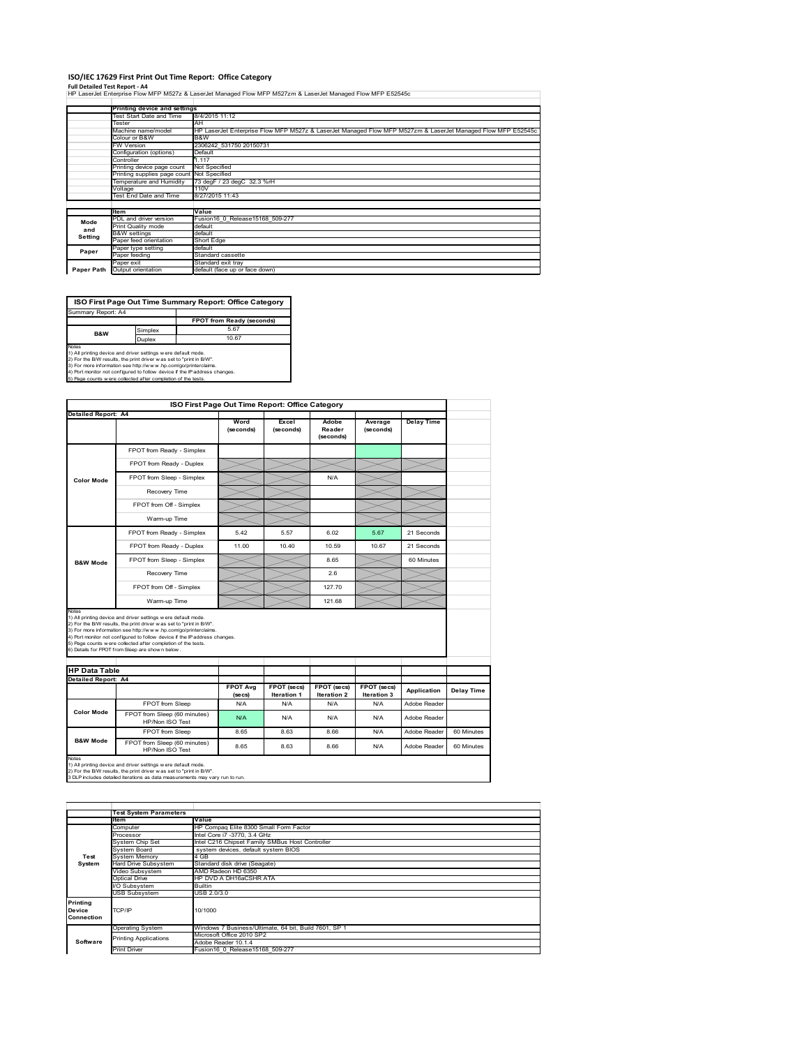# ISO/IEC 17629 First Print Out Time Report: Office Category

**Full Detailed Test Report - A4**

HP LaserJet Enterprise Flow MFP M527z & LaserJet Managed Flow MFP M527zm & LaserJet Managed Flow MFP E52545c

| | Printing device and settings | |
|---|---|---|
| | Test Start Date and Time | 8/4/2015 11:12 |
| | Tester | AH |
| | Machine name/model | HP LaserJet Enterprise Flow MFP M527z & LaserJet Managed Flow MFP M527zm & LaserJet Managed Flow MFP E52545c |
| | Colour or B&W | B&W |
| | FW Version | 2306242_531750 20150731 |
| | Configuration (options) | Default |
| | Controller | 1.117 |
| | Printing device page count | Not Specified |
| | Printing supplies page count | Not Specified |
| | Temperature and Humidity | 73 degF / 23 degC 32.3 %rH |
| | Voltage | 110V |
| | Test End Date and Time | 8/27/2015 11:43 |

| | Item | Value |
|---|---|---|
| Mode and Setting | PDL and driver version | Fusion16_0_Release15168_509-277 |
| | Print Quality mode | default |
| | B&W settings | default |
| | Paper feed orientation | Short Edge |
| Paper | Paper type setting | default |
| | Paper feeding | Standard cassette |
| | Paper exit | Standard exit tray |
| Paper Path | Output orientation | default (face up or face down) |

| ISO First Page Out Time Summary Report: Office Category | | |
|---|---|---|
| Summary Report: A4 | | |
| | | FPOT from Ready (seconds) |
| B&W | Simplex | 5.67 |
| | Duplex | 10.67 |

Notes
1) All printing device and driver settings were default mode.
2) For the B/W results, the print driver was set to "print in B/W".
3) For more information see http://www.hp.com/go/printerclaims.
4) Port monitor not configured to follow device if the IP address changes.
5) Page counts were collected after completion of the tests.

| ISO First Page Out Time Report: Office Category | | | | | | |
|---|---|---|---|---|---|---|
| Detailed Report: A4 | | | | | | |
| | | Word (seconds) | Excel (seconds) | Adobe Reader (seconds) | Average (seconds) | Delay Time |
| Color Mode | FPOT from Ready - Simplex | | | | | |
| | FPOT from Ready - Duplex | | | | | |
| | FPOT from Sleep - Simplex | | | N/A | | |
| | Recovery Time | | | | | |
| | FPOT from Off - Simplex | | | | | |
| | Warm-up Time | | | | | |
| B&W Mode | FPOT from Ready - Simplex | 5.42 | 5.57 | 6.02 | 5.67 | 21 Seconds |
| | FPOT from Ready - Duplex | 11.00 | 10.40 | 10.59 | 10.67 | 21 Seconds |
| | FPOT from Sleep - Simplex | | | 8.65 | | 60 Minutes |
| | Recovery Time | | | 2.6 | | |
| | FPOT from Off - Simplex | | | 127.70 | | |
| | Warm-up Time | | | 121.68 | | |

Notes
1) All printing device and driver settings were default mode.
2) For the B/W results, the print driver was set to "print in B/W".
3) For more information see http://www.hp.com/go/printerclaims.
4) Port monitor not configured to follow device if the IP address changes.
5) Page counts were collected after completion of the tests.
6) Details for FPOT from Sleep are shown below.

| HP Data Table | | | | | | | |
|---|---|---|---|---|---|---|---|
| Detailed Report: A4 | | | | | | | |
| | | FPOT Avg (secs) | FPOT (secs) Iteration 1 | FPOT (secs) Iteration 2 | FPOT (secs) Iteration 3 | Application | Delay Time |
| Color Mode | FPOT from Sleep | N/A | N/A | N/A | N/A | Adobe Reader | |
| | FPOT from Sleep (60 minutes) HP/Non ISO Test | N/A | N/A | N/A | N/A | Adobe Reader | |
| B&W Mode | FPOT from Sleep | 8.65 | 8.63 | 8.66 | N/A | Adobe Reader | 60 Minutes |
| | FPOT from Sleep (60 minutes) HP/Non ISO Test | 8.65 | 8.63 | 8.66 | N/A | Adobe Reader | 60 Minutes |

Notes
1) All printing device and driver settings were default mode.
2) For the B/W results, the print driver was set to "print in B/W".
3 DLP includes detailed iterations as data measurements may vary run to run.

| | Test System Parameters | |
|---|---|---|
| | Item | Value |
| Test System | Computer | HP Compaq Elite 8300 Small Form Factor |
| | Processor | Intel Core i7 -3770, 3.4 GHz |
| | System Chip Set | Intel C216 Chipset Family SMBus Host Controller |
| | System Board | system devices, default system BIOS |
| | System Memory | 4 GB |
| | Hard Drive Subsystem | Standard disk drive (Seagate) |
| | Video Subsystem | AMD Radeon HD 6350 |
| | Optical Drive | HP DVD A DH16aCSHR ATA |
| | I/O Subsystem | Builtin |
| | USB Subsystem | USB 2.0/3.0 |
| Printing Device Connection | TCP/IP | 10/1000 |
| Software | Operating System | Windows 7 Business/Ultimate, 64 bit, Build 7601, SP 1 |
| | Printing Applications | Microsoft Office 2010 SP2<br>Adobe Reader 10.1.4 |
| | Print Driver | Fusion16_0_Release15168_509-277 |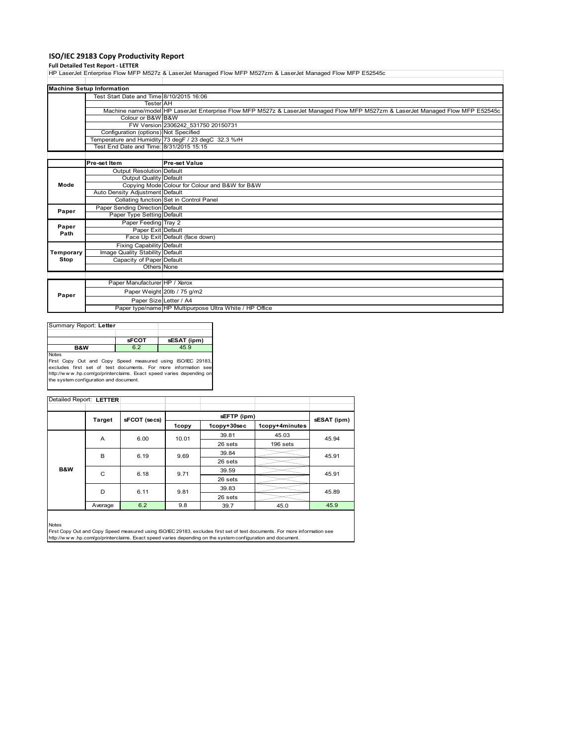# ISO/IEC 29183 Copy Productivity Report

**Full Detailed Test Report - LETTER**

HP LaserJet Enterprise Flow MFP M527z & LaserJet Managed Flow MFP M527zm & LaserJet Managed Flow MFP E52545c

| Machine Setup Information | | |
|---|---|---|
| | Test Start Date and Time | 8/10/2015 16:06 |
| | Tester | AH |
| | Machine name/model | HP LaserJet Enterprise Flow MFP M527z & LaserJet Managed Flow MFP M527zm & LaserJet Managed Flow MFP E52545c |
| | Colour or B&W | B&W |
| | FW Version | 2306242_531750 20150731 |
| | Configuration (options) | Not Specified |
| | Temperature and Humidity | 73 degF / 23 degC 32.3 %rH |
| | Test End Date and Time: | 8/31/2015 15:15 |

| | Pre-set Item | Pre-set Value |
|---|---|---|
| Mode | Output Resolution | Default |
| | Output Quality | Default |
| | Copying Mode | Colour for Colour and B&W for B&W |
| | Auto Density Adjustment | Default |
| | Collating function | Set in Control Panel |
| Paper | Paper Sending Direction | Default |
| | Paper Type Setting | Default |
| Paper Path | Paper Feeding | Tray 2 |
| | Paper Exit | Default |
| | Face Up Exit | Default (face down) |
| Temporary Stop | Fixing Capability | Default |
| | Image Quality Stability | Default |
| | Capacity of Paper | Default |
| | Others | None |

| | | |
|---|---|---|
| Paper | Paper Manufacturer | HP / Xerox |
| | Paper Weight | 20lb / 75 g/m2 |
| | Paper Size | Letter / A4 |
| | Paper type/name | HP Multipurpose Ultra White / HP Office |

Summary Report: **Letter**

| | sFCOT | sESAT (ipm) |
|---|---|---|
| B&W | 6.2 | 45.9 |

Notes
First Copy Out and Copy Speed measured using ISO/IEC 29183, excludes first set of test documents. For more information see http://www.hp.com/go/printerclaims. Exact speed varies depending on the system configuration and document.

Detailed Report: **LETTER**

| | Target | sFCOT (secs) | sEFTP (ipm) | | | sESAT (ipm) |
|---|---|---|---|---|---|---|
| | | | 1copy | 1copy+30sec | 1copy+4minutes | |
| B&W | A | 6.00 | 10.01 | 39.81 | 45.03 | 45.94 |
| | | | | 26 sets | 196 sets | |
| | B | 6.19 | 9.69 | 39.84 | | 45.91 |
| | | | | 26 sets | | |
| | C | 6.18 | 9.71 | 39.59 | | 45.91 |
| | | | | 26 sets | | |
| | D | 6.11 | 9.81 | 39.83 | | 45.89 |
| | | | | 26 sets | | |
| | Average | 6.2 | 9.8 | 39.7 | 45.0 | 45.9 |

Notes
First Copy Out and Copy Speed measured using ISO/IEC 29183, excludes first set of test documents. For more information see http://www.hp.com/go/printerclaims. Exact speed varies depending on the system configuration and document.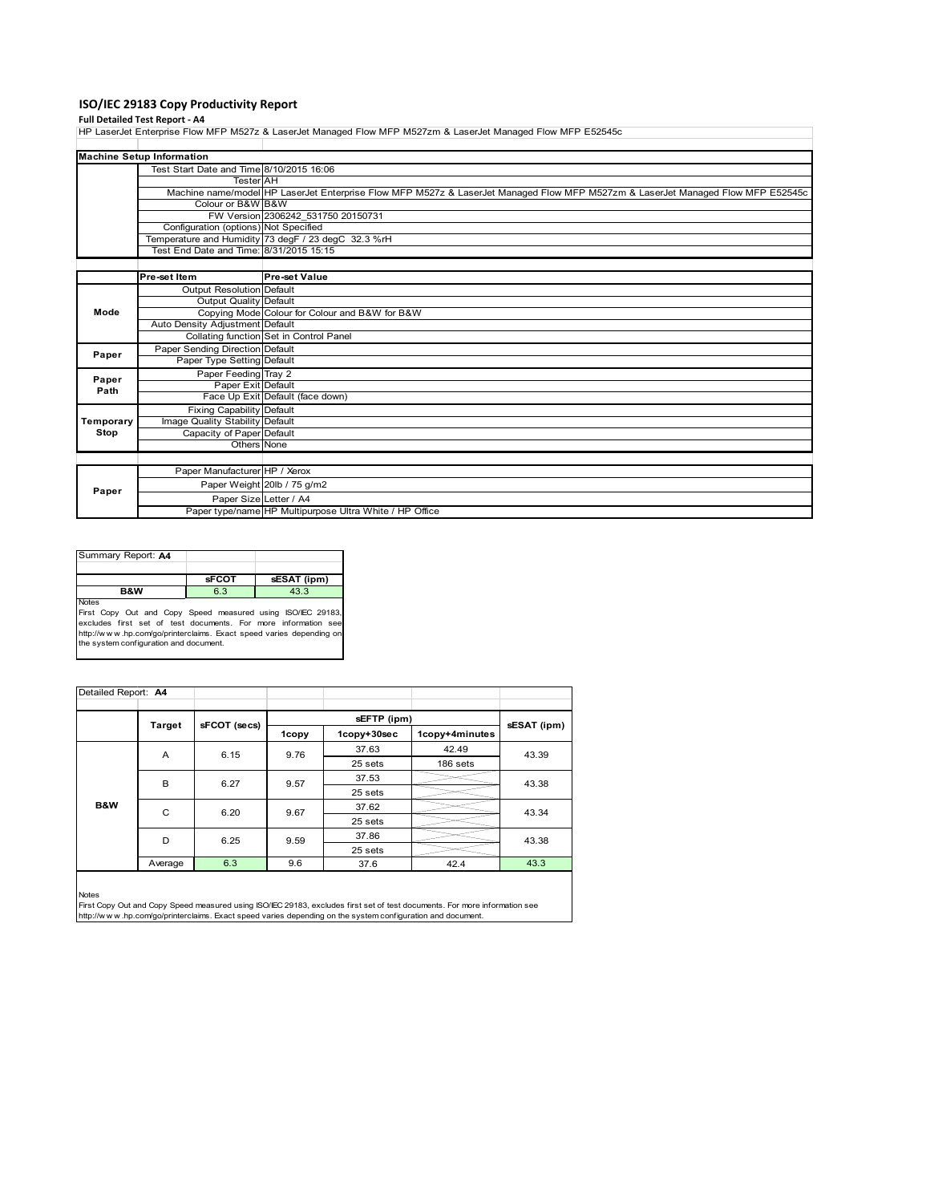# ISO/IEC 29183 Copy Productivity Report

**Full Detailed Test Report - A4**

HP LaserJet Enterprise Flow MFP M527z & LaserJet Managed Flow MFP M527zm & LaserJet Managed Flow MFP E52545c

| Machine Setup Information | | |
|---|---|---|
| | Test Start Date and Time | 8/10/2015 16:06 |
| | Tester | AH |
| | Machine name/model | HP LaserJet Enterprise Flow MFP M527z & LaserJet Managed Flow MFP M527zm & LaserJet Managed Flow MFP E52545c |
| | Colour or B&W | B&W |
| | FW Version | 2306242_531750 20150731 |
| | Configuration (options) | Not Specified |
| | Temperature and Humidity | 73 degF / 23 degC 32.3 %rH |
| | Test End Date and Time: | 8/31/2015 15:15 |

| | Pre-set Item | Pre-set Value |
|---|---|---|
| Mode | Output Resolution | Default |
| | Output Quality | Default |
| | Copying Mode | Colour for Colour and B&W for B&W |
| | Auto Density Adjustment | Default |
| | Collating function | Set in Control Panel |
| Paper | Paper Sending Direction | Default |
| | Paper Type Setting | Default |
| Paper Path | Paper Feeding | Tray 2 |
| | Paper Exit | Default |
| | Face Up Exit | Default (face down) |
| Temporary Stop | Fixing Capability | Default |
| | Image Quality Stability | Default |
| | Capacity of Paper | Default |
| | Others | None |

| | | |
|---|---|---|
| Paper | Paper Manufacturer | HP / Xerox |
| | Paper Weight | 20lb / 75 g/m2 |
| | Paper Size | Letter / A4 |
| | Paper type/name | HP Multipurpose Ultra White / HP Office |

Summary Report: **A4**

| | sFCOT | sESAT (ipm) |
|---|---|---|
| B&W | 6.3 | 43.3 |

Notes
First Copy Out and Copy Speed measured using ISO/IEC 29183, excludes first set of test documents. For more information see http://www.hp.com/go/printerclaims. Exact speed varies depending on the system configuration and document.

Detailed Report: **A4**

| | Target | sFCOT (secs) | sEFTP (ipm) | | | sESAT (ipm) |
|---|---|---|---|---|---|---|
| | | | 1copy | 1copy+30sec | 1copy+4minutes | |
| B&W | A | 6.15 | 9.76 | 37.63 | 42.49 | 43.39 |
| | | | | 25 sets | 186 sets | |
| | B | 6.27 | 9.57 | 37.53 | | 43.38 |
| | | | | 25 sets | | |
| | C | 6.20 | 9.67 | 37.62 | | 43.34 |
| | | | | 25 sets | | |
| | D | 6.25 | 9.59 | 37.86 | | 43.38 |
| | | | | 25 sets | | |
| | Average | 6.3 | 9.6 | 37.6 | 42.4 | 43.3 |

Notes
First Copy Out and Copy Speed measured using ISO/IEC 29183, excludes first set of test documents. For more information see http://www.hp.com/go/printerclaims. Exact speed varies depending on the system configuration and document.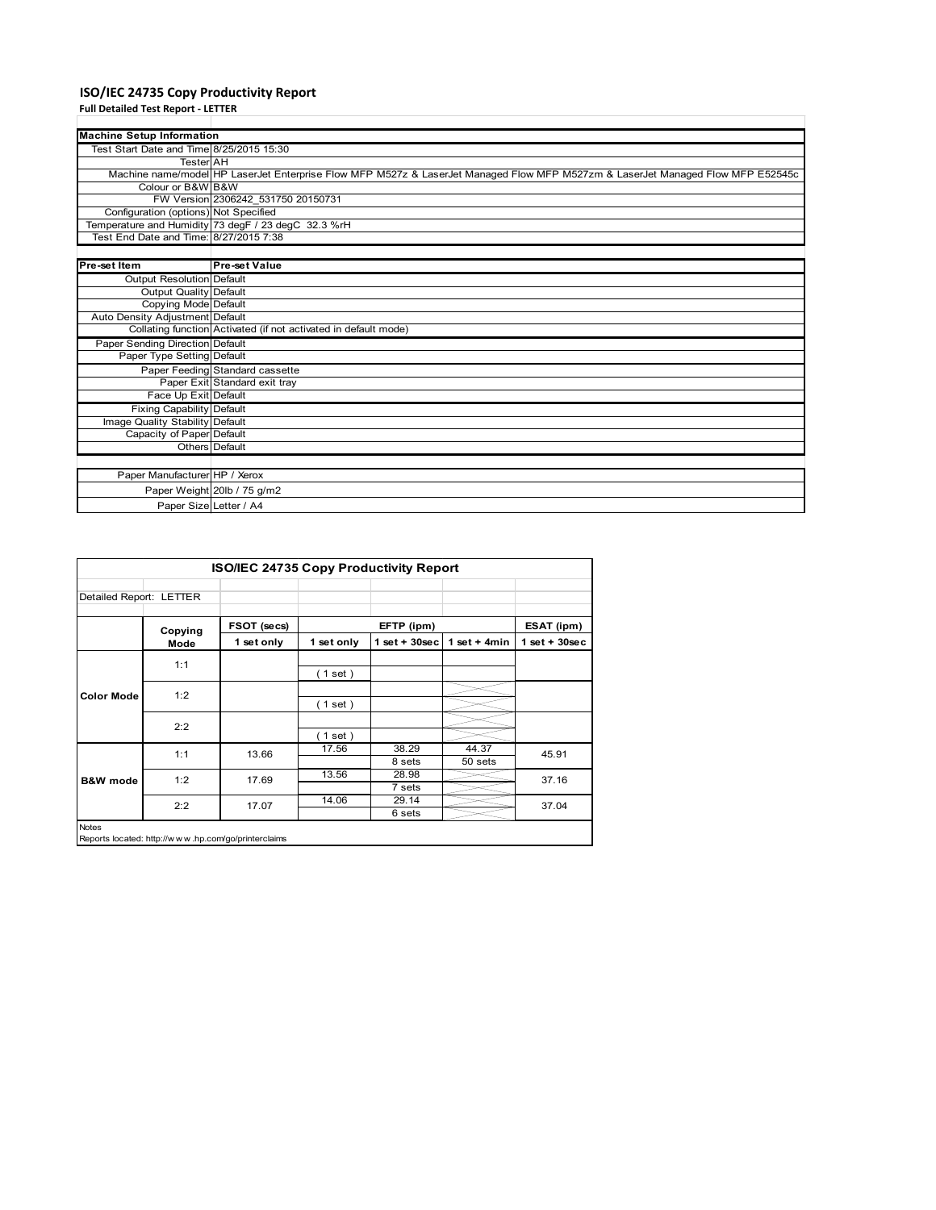# ISO/IEC 24735 Copy Productivity Report

**Full Detailed Test Report - LETTER**

| Machine Setup Information | |
|---|---|
| Test Start Date and Time | 8/25/2015 15:30 |
| Tester | AH |
| Machine name/model | HP LaserJet Enterprise Flow MFP M527z & LaserJet Managed Flow MFP M527zm & LaserJet Managed Flow MFP E52545c |
| Colour or B&W | B&W |
| FW Version | 2306242_531750 20150731 |
| Configuration (options) | Not Specified |
| Temperature and Humidity | 73 degF / 23 degC 32.3 %rH |
| Test End Date and Time: | 8/27/2015 7:38 |

| Pre-set Item | Pre-set Value |
|---|---|
| Output Resolution | Default |
| Output Quality | Default |
| Copying Mode | Default |
| Auto Density Adjustment | Default |
| Collating function | Activated (if not activated in default mode) |
| Paper Sending Direction | Default |
| Paper Type Setting | Default |
| Paper Feeding | Standard cassette |
| Paper Exit | Standard exit tray |
| Face Up Exit | Default |
| Fixing Capability | Default |
| Image Quality Stability | Default |
| Capacity of Paper | Default |
| Others | Default |

| | |
|---|---|
| Paper Manufacturer | HP / Xerox |
| Paper Weight | 20lb / 75 g/m2 |
| Paper Size | Letter / A4 |

**ISO/IEC 24735 Copy Productivity Report**

Detailed Report: LETTER

| | Copying Mode | FSOT (secs) | EFTP (ipm) | | | ESAT (ipm) |
|---|---|---|---|---|---|---|
| | | 1 set only | 1 set only | 1 set + 30sec | 1 set + 4min | 1 set + 30sec |
| Color Mode | 1:1 | | ( 1 set ) | | | |
| | 1:2 | | ( 1 set ) | | | |
| | 2:2 | | ( 1 set ) | | | |
| B&W mode | 1:1 | 13.66 | 17.56 | 38.29<br>8 sets | 44.37<br>50 sets | 45.91 |
| | 1:2 | 17.69 | 13.56 | 28.98<br>7 sets | | 37.16 |
| | 2:2 | 17.07 | 14.06 | 29.14<br>6 sets | | 37.04 |

Notes

Reports located: http://www.hp.com/go/printerclaims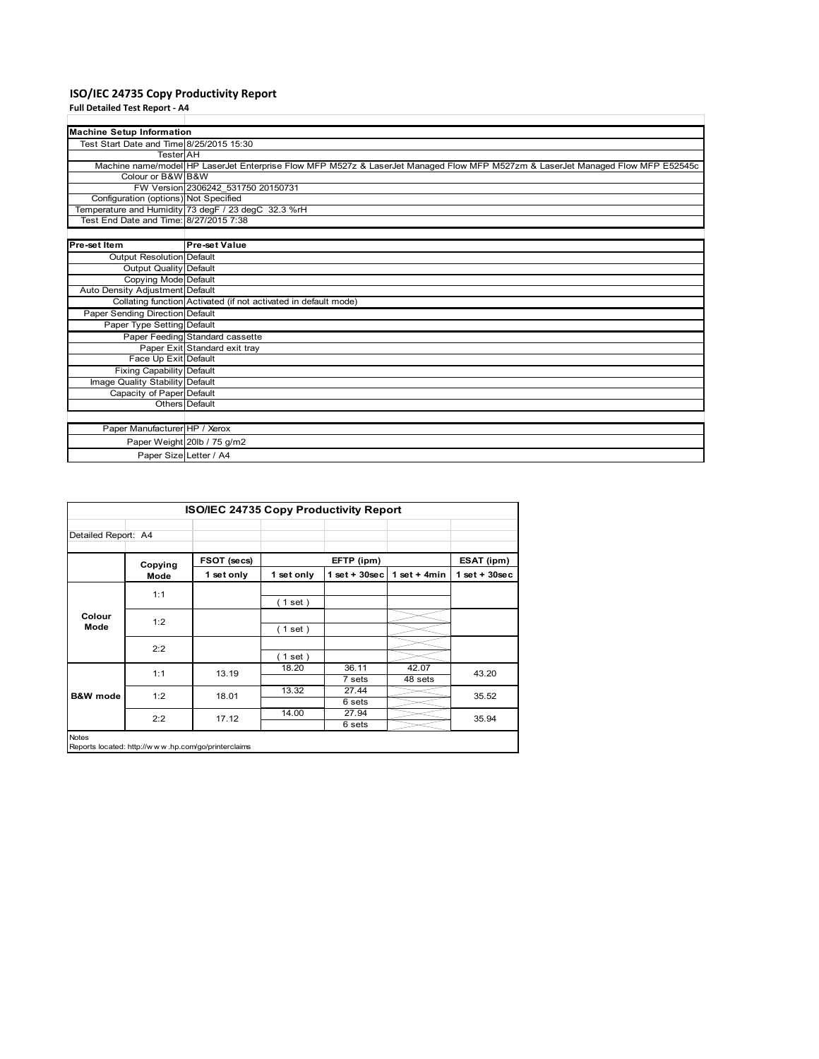## ISO/IEC 24735 Copy Productivity Report

**Full Detailed Test Report - A4**

| Machine Setup Information | |
|---|---|
| Test Start Date and Time | 8/25/2015 15:30 |
| Tester | AH |
| Machine name/model | HP LaserJet Enterprise Flow MFP M527z & LaserJet Managed Flow MFP M527zm & LaserJet Managed Flow MFP E52545c |
| Colour or B&W | B&W |
| FW Version | 2306242_531750 20150731 |
| Configuration (options) | Not Specified |
| Temperature and Humidity | 73 degF / 23 degC 32.3 %rH |
| Test End Date and Time: | 8/27/2015 7:38 |

| Pre-set Item | Pre-set Value |
|---|---|
| Output Resolution | Default |
| Output Quality | Default |
| Copying Mode | Default |
| Auto Density Adjustment | Default |
| Collating function | Activated (if not activated in default mode) |
| Paper Sending Direction | Default |
| Paper Type Setting | Default |
| Paper Feeding | Standard cassette |
| Paper Exit | Standard exit tray |
| Face Up Exit | Default |
| Fixing Capability | Default |
| Image Quality Stability | Default |
| Capacity of Paper | Default |
| Others | Default |

| | |
|---|---|
| Paper Manufacturer | HP / Xerox |
| Paper Weight | 20lb / 75 g/m2 |
| Paper Size | Letter / A4 |

### ISO/IEC 24735 Copy Productivity Report

Detailed Report: A4

| | Copying Mode | FSOT (secs) | EFTP (ipm) | | | ESAT (ipm) |
|---|---|---|---|---|---|---|
| | | 1 set only | 1 set only | 1 set + 30sec | 1 set + 4min | 1 set + 30sec |
| Colour Mode | 1:1 | | ( 1 set ) | | | |
| | 1:2 | | ( 1 set ) | | | |
| | 2:2 | | ( 1 set ) | | | |
| B&W mode | 1:1 | 13.19 | 18.20 | 36.11<br>7 sets | 42.07<br>48 sets | 43.20 |
| | 1:2 | 18.01 | 13.32 | 27.44<br>6 sets | | 35.52 |
| | 2:2 | 17.12 | 14.00 | 27.94<br>6 sets | | 35.94 |

Notes

Reports located: http://www.hp.com/go/printerclaims